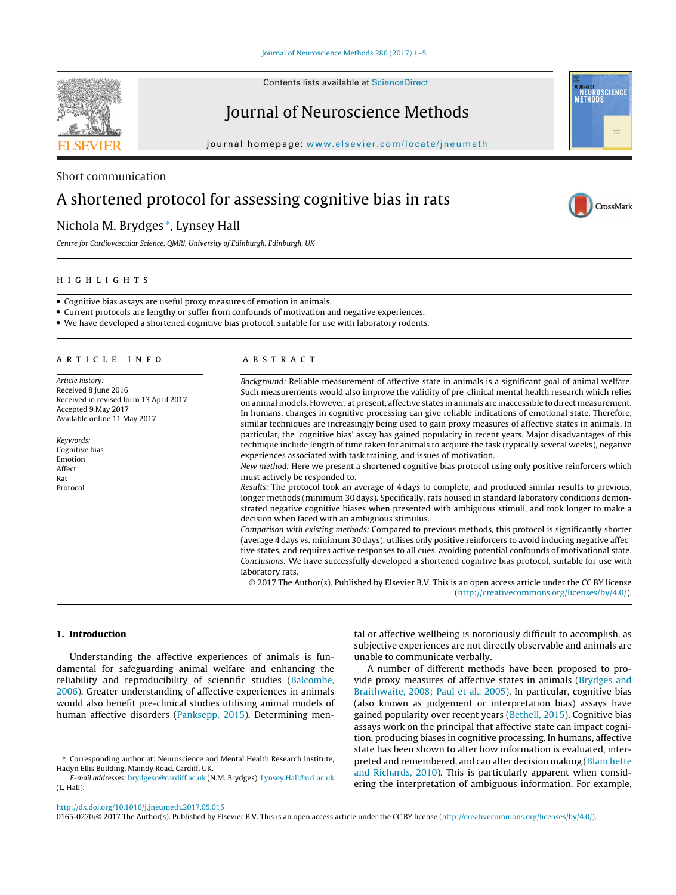Short communication

# A shortened protocol for assessing cognitive bias in rats

Nichola M. Brydges *, Lynsey Hall

*Centre for Cardiovascular Science, QMRI, University of Edinburgh, Edinburgh, UK*

## HIGHLIGHTS

- Cognitive bias assays are useful proxy measures of emotion in animals.
- Current protocols are lengthy or suffer from confounds of motivation and negative experiences.
- We have developed a shortened cognitive bias protocol, suitable for use with laboratory rodents.

## ARTICLE INFO

*Article history:*
Received 8 June 2016
Received in revised form 13 April 2017
Accepted 9 May 2017
Available online 11 May 2017

*Keywords:*
Cognitive bias
Emotion
Affect
Rat
Protocol

## ABSTRACT

*Background:* Reliable measurement of affective state in animals is a significant goal of animal welfare. Such measurements would also improve the validity of pre-clinical mental health research which relies on animal models. However, at present, affective states in animals are inaccessible to direct measurement. In humans, changes in cognitive processing can give reliable indications of emotional state. Therefore, similar techniques are increasingly being used to gain proxy measures of affective states in animals. In particular, the 'cognitive bias' assay has gained popularity in recent years. Major disadvantages of this technique include length of time taken for animals to acquire the task (typically several weeks), negative experiences associated with task training, and issues of motivation.

*New method:* Here we present a shortened cognitive bias protocol using only positive reinforcers which must actively be responded to.

*Results:* The protocol took an average of 4 days to complete, and produced similar results to previous, longer methods (minimum 30 days). Specifically, rats housed in standard laboratory conditions demonstrated negative cognitive biases when presented with ambiguous stimuli, and took longer to make a decision when faced with an ambiguous stimulus.

*Comparison with existing methods:* Compared to previous methods, this protocol is significantly shorter (average 4 days vs. minimum 30 days), utilises only positive reinforcers to avoid inducing negative affective states, and requires active responses to all cues, avoiding potential confounds of motivational state.

*Conclusions:* We have successfully developed a shortened cognitive bias protocol, suitable for use with laboratory rats.

© 2017 The Author(s). Published by Elsevier B.V. This is an open access article under the CC BY license (http://creativecommons.org/licenses/by/4.0/).

## 1. Introduction

Understanding the affective experiences of animals is fundamental for safeguarding animal welfare and enhancing the reliability and reproducibility of scientific studies (Balcombe, 2006). Greater understanding of affective experiences in animals would also benefit pre-clinical studies utilising animal models of human affective disorders (Panksepp, 2015). Determining mental or affective wellbeing is notoriously difficult to accomplish, as subjective experiences are not directly observable and animals are unable to communicate verbally.

A number of different methods have been proposed to provide proxy measures of affective states in animals (Brydges and Braithwaite, 2008; Paul et al., 2005). In particular, cognitive bias (also known as judgement or interpretation bias) assays have gained popularity over recent years (Bethell, 2015). Cognitive bias assays work on the principal that affective state can impact cognition, producing biases in cognitive processing. In humans, affective state has been shown to alter how information is evaluated, interpreted and remembered, and can alter decision making (Blanchette and Richards, 2010). This is particularly apparent when considering the interpretation of ambiguous information. For example,

* Corresponding author at: Neuroscience and Mental Health Research Institute, Hadyn Ellis Building, Maindy Road, Cardiff, UK.
*E-mail addresses:* brydgesn@cardiff.ac.uk (N.M. Brydges), Lynsey.Hall@ncl.ac.uk (L. Hall).

http://dx.doi.org/10.1016/j.jneumeth.2017.05.015
0165-0270/© 2017 The Author(s). Published by Elsevier B.V. This is an open access article under the CC BY license (http://creativecommons.org/licenses/by/4.0/).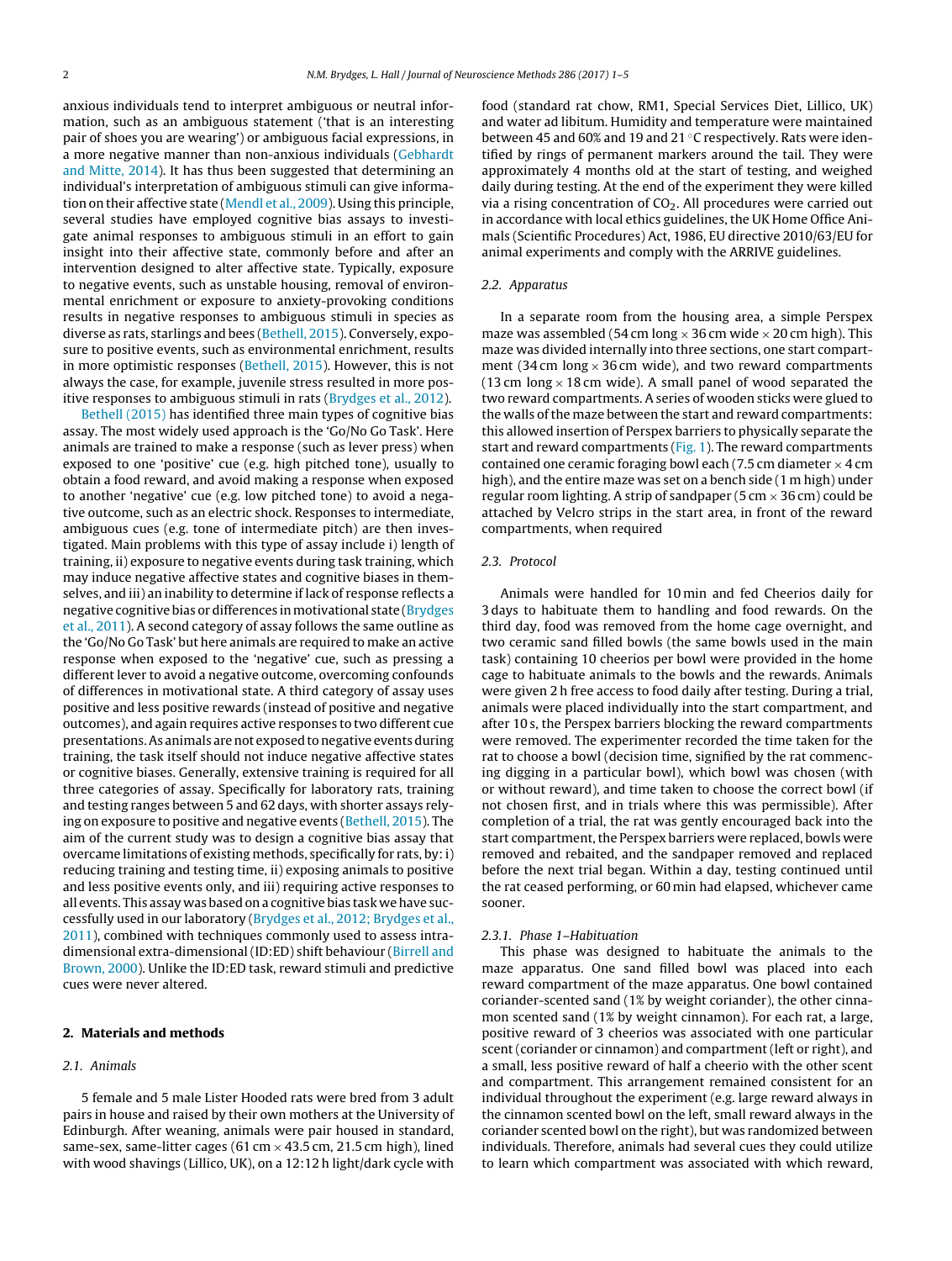anxious individuals tend to interpret ambiguous or neutral information, such as an ambiguous statement ('that is an interesting pair of shoes you are wearing') or ambiguous facial expressions, in a more negative manner than non-anxious individuals (Gebhardt and Mitte, 2014). It has thus been suggested that determining an individual's interpretation of ambiguous stimuli can give information on their affective state (Mendl et al., 2009). Using this principle, several studies have employed cognitive bias assays to investigate animal responses to ambiguous stimuli in an effort to gain insight into their affective state, commonly before and after an intervention designed to alter affective state. Typically, exposure to negative events, such as unstable housing, removal of environmental enrichment or exposure to anxiety-provoking conditions results in negative responses to ambiguous stimuli in species as diverse as rats, starlings and bees (Bethell, 2015). Conversely, exposure to positive events, such as environmental enrichment, results in more optimistic responses (Bethell, 2015). However, this is not always the case, for example, juvenile stress resulted in more positive responses to ambiguous stimuli in rats (Brydges et al., 2012).

Bethell (2015) has identified three main types of cognitive bias assay. The most widely used approach is the 'Go/No Go Task'. Here animals are trained to make a response (such as lever press) when exposed to one 'positive' cue (e.g. high pitched tone), usually to obtain a food reward, and avoid making a response when exposed to another 'negative' cue (e.g. low pitched tone) to avoid a negative outcome, such as an electric shock. Responses to intermediate, ambiguous cues (e.g. tone of intermediate pitch) are then investigated. Main problems with this type of assay include i) length of training, ii) exposure to negative events during task training, which may induce negative affective states and cognitive biases in themselves, and iii) an inability to determine if lack of response reflects a negative cognitive bias or differences in motivational state (Brydges et al., 2011). A second category of assay follows the same outline as the 'Go/No Go Task' but here animals are required to make an active response when exposed to the 'negative' cue, such as pressing a different lever to avoid a negative outcome, overcoming confounds of differences in motivational state. A third category of assay uses positive and less positive rewards (instead of positive and negative outcomes), and again requires active responses to two different cue presentations. As animals are not exposed to negative events during training, the task itself should not induce negative affective states or cognitive biases. Generally, extensive training is required for all three categories of assay. Specifically for laboratory rats, training and testing ranges between 5 and 62 days, with shorter assays relying on exposure to positive and negative events (Bethell, 2015). The aim of the current study was to design a cognitive bias assay that overcame limitations of existing methods, specifically for rats, by: i) reducing training and testing time, ii) exposing animals to positive and less positive events only, and iii) requiring active responses to all events. This assay was based on a cognitive bias task we have successfully used in our laboratory (Brydges et al., 2012; Brydges et al., 2011), combined with techniques commonly used to assess intra-dimensional extra-dimensional (ID:ED) shift behaviour (Birrell and Brown, 2000). Unlike the ID:ED task, reward stimuli and predictive cues were never altered.

## 2. Materials and methods

### 2.1. Animals

5 female and 5 male Lister Hooded rats were bred from 3 adult pairs in house and raised by their own mothers at the University of Edinburgh. After weaning, animals were pair housed in standard, same-sex, same-litter cages (61 cm × 43.5 cm, 21.5 cm high), lined with wood shavings (Lillico, UK), on a 12:12 h light/dark cycle with food (standard rat chow, RM1, Special Services Diet, Lillico, UK) and water ad libitum. Humidity and temperature were maintained between 45 and 60% and 19 and 21 °C respectively. Rats were identified by rings of permanent markers around the tail. They were approximately 4 months old at the start of testing, and weighed daily during testing. At the end of the experiment they were killed via a rising concentration of $CO_2$. All procedures were carried out in accordance with local ethics guidelines, the UK Home Office Animals (Scientific Procedures) Act, 1986, EU directive 2010/63/EU for animal experiments and comply with the ARRIVE guidelines.

### 2.2. Apparatus

In a separate room from the housing area, a simple Perspex maze was assembled (54 cm long × 36 cm wide × 20 cm high). This maze was divided internally into three sections, one start compartment (34 cm long × 36 cm wide), and two reward compartments (13 cm long × 18 cm wide). A small panel of wood separated the two reward compartments. A series of wooden sticks were glued to the walls of the maze between the start and reward compartments: this allowed insertion of Perspex barriers to physically separate the start and reward compartments (Fig. 1). The reward compartments contained one ceramic foraging bowl each (7.5 cm diameter × 4 cm high), and the entire maze was set on a bench side (1 m high) under regular room lighting. A strip of sandpaper (5 cm × 36 cm) could be attached by Velcro strips in the start area, in front of the reward compartments, when required

### 2.3. Protocol

Animals were handled for 10 min and fed Cheerios daily for 3 days to habituate them to handling and food rewards. On the third day, food was removed from the home cage overnight, and two ceramic sand filled bowls (the same bowls used in the main task) containing 10 cheerios per bowl were provided in the home cage to habituate animals to the bowls and the rewards. Animals were given 2 h free access to food daily after testing. During a trial, animals were placed individually into the start compartment, and after 10 s, the Perspex barriers blocking the reward compartments were removed. The experimenter recorded the time taken for the rat to choose a bowl (decision time, signified by the rat commencing digging in a particular bowl), which bowl was chosen (with or without reward), and time taken to choose the correct bowl (if not chosen first, and in trials where this was permissible). After completion of a trial, the rat was gently encouraged back into the start compartment, the Perspex barriers were replaced, bowls were removed and rebaited, and the sandpaper removed and replaced before the next trial began. Within a day, testing continued until the rat ceased performing, or 60 min had elapsed, whichever came sooner.

#### 2.3.1. Phase 1–Habituation

This phase was designed to habituate the animals to the maze apparatus. One sand filled bowl was placed into each reward compartment of the maze apparatus. One bowl contained coriander-scented sand (1% by weight coriander), the other cinnamon scented sand (1% by weight cinnamon). For each rat, a large, positive reward of 3 cheerios was associated with one particular scent (coriander or cinnamon) and compartment (left or right), and a small, less positive reward of half a cheerio with the other scent and compartment. This arrangement remained consistent for an individual throughout the experiment (e.g. large reward always in the cinnamon scented bowl on the left, small reward always in the coriander scented bowl on the right), but was randomized between individuals. Therefore, animals had several cues they could utilize to learn which compartment was associated with which reward,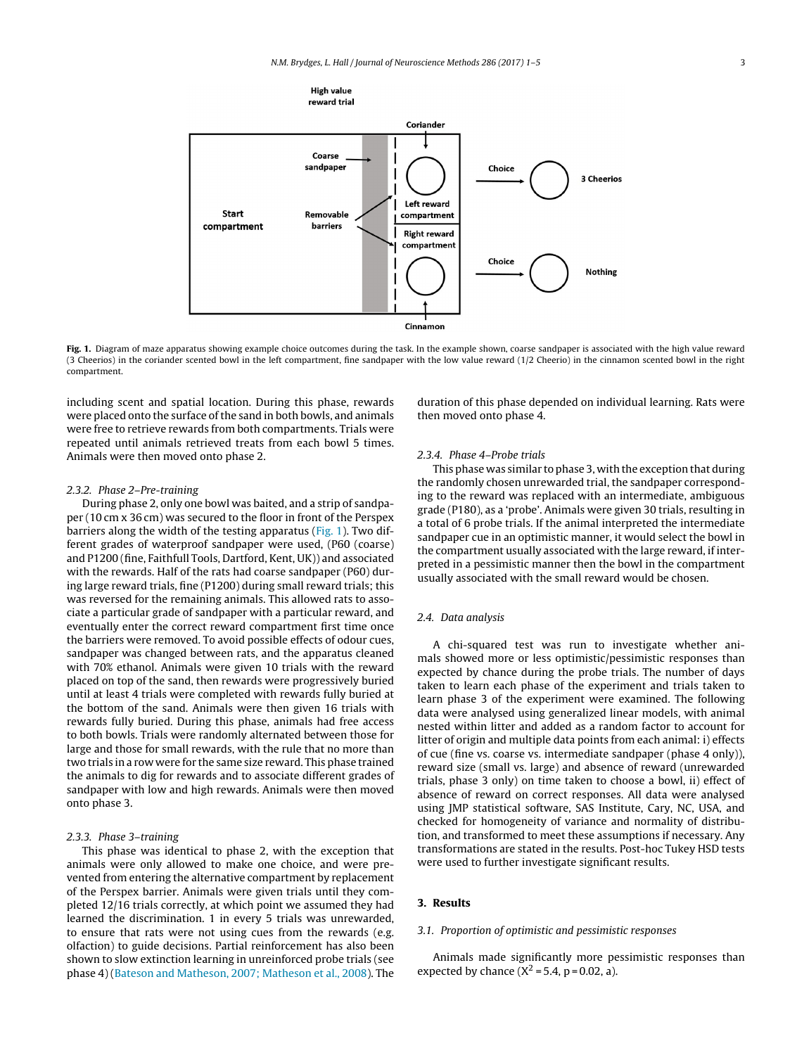**Fig. 1.** Diagram of maze apparatus showing example choice outcomes during the task. In the example shown, coarse sandpaper is associated with the high value reward (3 Cheerios) in the coriander scented bowl in the left compartment, fine sandpaper with the low value reward (1/2 Cheerio) in the cinnamon scented bowl in the right compartment.

including scent and spatial location. During this phase, rewards were placed onto the surface of the sand in both bowls, and animals were free to retrieve rewards from both compartments. Trials were repeated until animals retrieved treats from each bowl 5 times. Animals were then moved onto phase 2.

#### 2.3.2. Phase 2–Pre-training

During phase 2, only one bowl was baited, and a strip of sandpaper (10 cm x 36 cm) was secured to the floor in front of the Perspex barriers along the width of the testing apparatus (Fig. 1). Two different grades of waterproof sandpaper were used, (P60 (coarse) and P1200 (fine, Faithfull Tools, Dartford, Kent, UK)) and associated with the rewards. Half of the rats had coarse sandpaper (P60) during large reward trials, fine (P1200) during small reward trials; this was reversed for the remaining animals. This allowed rats to associate a particular grade of sandpaper with a particular reward, and eventually enter the correct reward compartment first time once the barriers were removed. To avoid possible effects of odour cues, sandpaper was changed between rats, and the apparatus cleaned with 70% ethanol. Animals were given 10 trials with the reward placed on top of the sand, then rewards were progressively buried until at least 4 trials were completed with rewards fully buried at the bottom of the sand. Animals were then given 16 trials with rewards fully buried. During this phase, animals had free access to both bowls. Trials were randomly alternated between those for large and those for small rewards, with the rule that no more than two trials in a row were for the same size reward. This phase trained the animals to dig for rewards and to associate different grades of sandpaper with low and high rewards. Animals were then moved onto phase 3.

#### 2.3.3. Phase 3–training

This phase was identical to phase 2, with the exception that animals were only allowed to make one choice, and were prevented from entering the alternative compartment by replacement of the Perspex barrier. Animals were given trials until they completed 12/16 trials correctly, at which point we assumed they had learned the discrimination. 1 in every 5 trials was unrewarded, to ensure that rats were not using cues from the rewards (e.g. olfaction) to guide decisions. Partial reinforcement has also been shown to slow extinction learning in unreinforced probe trials (see phase 4) (Bateson and Matheson, 2007; Matheson et al., 2008). The duration of this phase depended on individual learning. Rats were then moved onto phase 4.

#### 2.3.4. Phase 4–Probe trials

This phase was similar to phase 3, with the exception that during the randomly chosen unrewarded trial, the sandpaper corresponding to the reward was replaced with an intermediate, ambiguous grade (P180), as a 'probe'. Animals were given 30 trials, resulting in a total of 6 probe trials. If the animal interpreted the intermediate sandpaper cue in an optimistic manner, it would select the bowl in the compartment usually associated with the large reward, if interpreted in a pessimistic manner then the bowl in the compartment usually associated with the small reward would be chosen.

### 2.4. Data analysis

A chi-squared test was run to investigate whether animals showed more or less optimistic/pessimistic responses than expected by chance during the probe trials. The number of days taken to learn each phase of the experiment and trials taken to learn phase 3 of the experiment were examined. The following data were analysed using generalized linear models, with animal nested within litter and added as a random factor to account for litter of origin and multiple data points from each animal: i) effects of cue (fine vs. coarse vs. intermediate sandpaper (phase 4 only)), reward size (small vs. large) and absence of reward (unrewarded trials, phase 3 only) on time taken to choose a bowl, ii) effect of absence of reward on correct responses. All data were analysed using JMP statistical software, SAS Institute, Cary, NC, USA, and checked for homogeneity of variance and normality of distribution, and transformed to meet these assumptions if necessary. Any transformations are stated in the results. Post-hoc Tukey HSD tests were used to further investigate significant results.

## 3. Results

### 3.1. Proportion of optimistic and pessimistic responses

Animals made significantly more pessimistic responses than expected by chance ($X^2 = 5.4$, $p = 0.02$, a).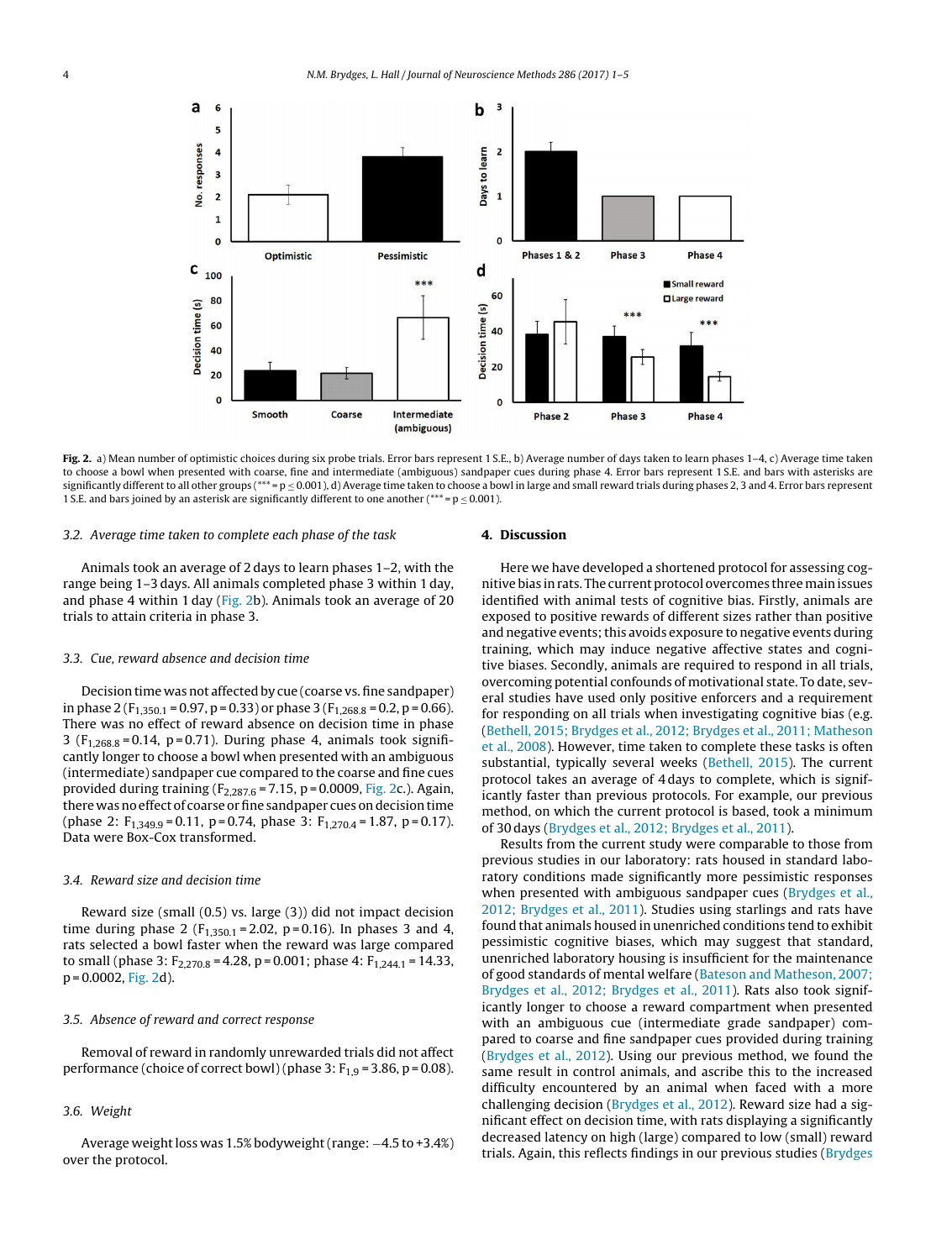a
6
5
4
3
2
1
0
No. responses
Optimistic
Pessimistic

b
3
2
1
0
Days to learn
Phases 1 & 2
Phase 3
Phase 4

c
100
80
60
40
20
0
Decision time (s)
***
Smooth
Coarse
Intermediate (ambiguous)

d
60
40
20
0
Decision time (s)
■ Small reward
□ Large reward
***
***
Phase 2
Phase 3
Phase 4

**Fig. 2.** a) Mean number of optimistic choices during six probe trials. Error bars represent 1 S.E., b) Average number of days taken to learn phases 1–4, c) Average time taken to choose a bowl when presented with coarse, fine and intermediate (ambiguous) sandpaper cues during phase 4. Error bars represent 1 S.E. and bars with asterisks are significantly different to all other groups (*** = p ≤ 0.001), d) Average time taken to choose a bowl in large and small reward trials during phases 2, 3 and 4. Error bars represent 1 S.E. and bars joined by an asterisk are significantly different to one another (*** = p ≤ 0.001).

### 3.2. Average time taken to complete each phase of the task

Animals took an average of 2 days to learn phases 1–2, with the range being 1–3 days. All animals completed phase 3 within 1 day, and phase 4 within 1 day (Fig. 2b). Animals took an average of 20 trials to attain criteria in phase 3.

### 3.3. Cue, reward absence and decision time

Decision time was not affected by cue (coarse vs. fine sandpaper) in phase 2 ($F_{1,350.1} = 0.97$, $p = 0.33$) or phase 3 ($F_{1,268.8} = 0.2$, $p = 0.66$). There was no effect of reward absence on decision time in phase 3 ($F_{1,268.8} = 0.14$, $p = 0.71$). During phase 4, animals took significantly longer to choose a bowl when presented with an ambiguous (intermediate) sandpaper cue compared to the coarse and fine cues provided during training ($F_{2,287.6} = 7.15$, $p = 0.0009$, Fig. 2c.). Again, there was no effect of coarse or fine sandpaper cues on decision time (phase 2: $F_{1,349.9} = 0.11$, $p = 0.74$, phase 3: $F_{1,270.4} = 1.87$, $p = 0.17$). Data were Box-Cox transformed.

### 3.4. Reward size and decision time

Reward size (small (0.5) vs. large (3)) did not impact decision time during phase 2 ($F_{1,350.1} = 2.02$, $p = 0.16$). In phases 3 and 4, rats selected a bowl faster when the reward was large compared to small (phase 3: $F_{2,270.8} = 4.28$, $p = 0.001$; phase 4: $F_{1,244.1} = 14.33$, $p = 0.0002$, Fig. 2d).

### 3.5. Absence of reward and correct response

Removal of reward in randomly unrewarded trials did not affect performance (choice of correct bowl) (phase 3: $F_{1,9} = 3.86$, $p = 0.08$).

### 3.6. Weight

Average weight loss was 1.5% bodyweight (range: −4.5 to +3.4%) over the protocol.

## 4. Discussion

Here we have developed a shortened protocol for assessing cognitive bias in rats. The current protocol overcomes three main issues identified with animal tests of cognitive bias. Firstly, animals are exposed to positive rewards of different sizes rather than positive and negative events; this avoids exposure to negative events during training, which may induce negative affective states and cognitive biases. Secondly, animals are required to respond in all trials, overcoming potential confounds of motivational state. To date, several studies have used only positive enforcers and a requirement for responding on all trials when investigating cognitive bias (e.g. (Bethell, 2015; Brydges et al., 2012; Brydges et al., 2011; Matheson et al., 2008). However, time taken to complete these tasks is often substantial, typically several weeks (Bethell, 2015). The current protocol takes an average of 4 days to complete, which is significantly faster than previous protocols. For example, our previous method, on which the current protocol is based, took a minimum of 30 days (Brydges et al., 2012; Brydges et al., 2011).

Results from the current study were comparable to those from previous studies in our laboratory: rats housed in standard laboratory conditions made significantly more pessimistic responses when presented with ambiguous sandpaper cues (Brydges et al., 2012; Brydges et al., 2011). Studies using starlings and rats have found that animals housed in unenriched conditions tend to exhibit pessimistic cognitive biases, which may suggest that standard, unenriched laboratory housing is insufficient for the maintenance of good standards of mental welfare (Bateson and Matheson, 2007; Brydges et al., 2012; Brydges et al., 2011). Rats also took significantly longer to choose a reward compartment when presented with an ambiguous cue (intermediate grade sandpaper) compared to coarse and fine sandpaper cues provided during training (Brydges et al., 2012). Using our previous method, we found the same result in control animals, and ascribe this to the increased difficulty encountered by an animal when faced with a more challenging decision (Brydges et al., 2012). Reward size had a significant effect on decision time, with rats displaying a significantly decreased latency on high (large) compared to low (small) reward trials. Again, this reflects findings in our previous studies (Brydges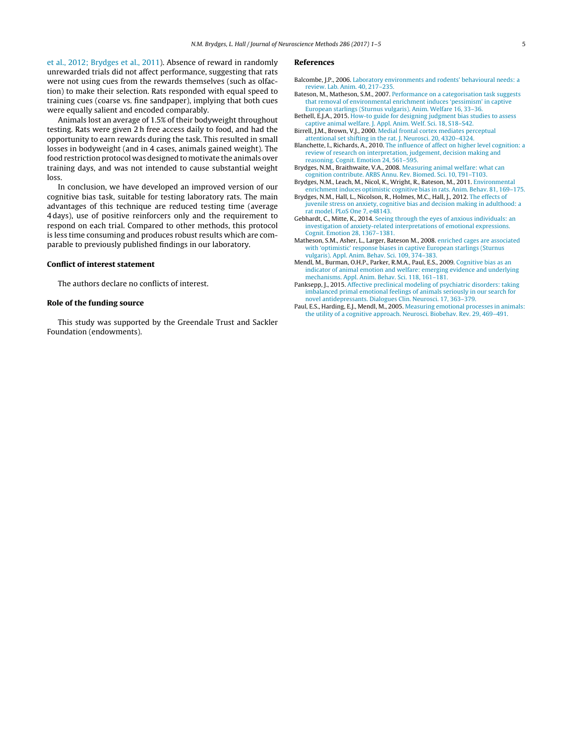et al., 2012; Brydges et al., 2011). Absence of reward in randomly unrewarded trials did not affect performance, suggesting that rats were not using cues from the rewards themselves (such as olfaction) to make their selection. Rats responded with equal speed to training cues (coarse vs. fine sandpaper), implying that both cues were equally salient and encoded comparably.

Animals lost an average of 1.5% of their bodyweight throughout testing. Rats were given 2 h free access daily to food, and had the opportunity to earn rewards during the task. This resulted in small losses in bodyweight (and in 4 cases, animals gained weight). The food restriction protocol was designed to motivate the animals over training days, and was not intended to cause substantial weight loss.

In conclusion, we have developed an improved version of our cognitive bias task, suitable for testing laboratory rats. The main advantages of this technique are reduced testing time (average 4 days), use of positive reinforcers only and the requirement to respond on each trial. Compared to other methods, this protocol is less time consuming and produces robust results which are comparable to previously published findings in our laboratory.

## Conflict of interest statement

The authors declare no conflicts of interest.

## Role of the funding source

This study was supported by the Greendale Trust and Sackler Foundation (endowments).

## References

Balcombe, J.P., 2006. Laboratory environments and rodents' behavioural needs: a review. Lab. Anim. 40, 217–235.

Bateson, M., Matheson, S.M., 2007. Performance on a categorisation task suggests that removal of environmental enrichment induces 'pessimism' in captive European starlings (Sturnus vulgaris). Anim. Welfare 16, 33–36.

Bethell, E.J.A., 2015. How-to guide for designing judgment bias studies to assess captive animal welfare. J. Appl. Anim. Welf. Sci. 18, S18–S42.

Birrell, J.M., Brown, V.J., 2000. Medial frontal cortex mediates perceptual attentional set shifting in the rat. J. Neurosci. 20, 4320–4324.

Blanchette, I., Richards, A., 2010. The influence of affect on higher level cognition: a review of research on interpretation, judgement, decision making and reasoning. Cognit. Emotion 24, 561–595.

Brydges, N.M., Braithwaite, V.A., 2008. Measuring animal welfare: what can cognition contribute. ARBS Annu. Rev. Biomed. Sci. 10, T91–T103.

Brydges, N.M., Leach, M., Nicol, K., Wright, R., Bateson, M., 2011. Environmental enrichment induces optimistic cognitive bias in rats. Anim. Behav. 81, 169–175.

Brydges, N.M., Hall, L., Nicolson, R., Holmes, M.C., Hall, J., 2012. The effects of juvenile stress on anxiety, cognitive bias and decision making in adulthood: a rat model. PLoS One 7, e48143.

Gebhardt, C., Mitte, K., 2014. Seeing through the eyes of anxious individuals: an investigation of anxiety-related interpretations of emotional expressions. Cognit. Emotion 28, 1367–1381.

Matheson, S.M., Asher, L., Larger, Bateson M., 2008. enriched cages are associated with 'optimistic' response biases in captive European starlings (Sturnus vulgaris). Appl. Anim. Behav. Sci. 109, 374–383.

Mendl, M., Burman, O.H.P., Parker, R.M.A., Paul, E.S., 2009. Cognitive bias as an indicator of animal emotion and welfare: emerging evidence and underlying mechanisms. Appl. Anim. Behav. Sci. 118, 161–181.

Panksepp, J., 2015. Affective preclinical modeling of psychiatric disorders: taking imbalanced primal emotional feelings of animals seriously in our search for novel antidepressants. Dialogues Clin. Neurosci. 17, 363–379.

Paul, E.S., Harding, E.J., Mendl, M., 2005. Measuring emotional processes in animals: the utility of a cognitive approach. Neurosci. Biobehav. Rev. 29, 469–491.